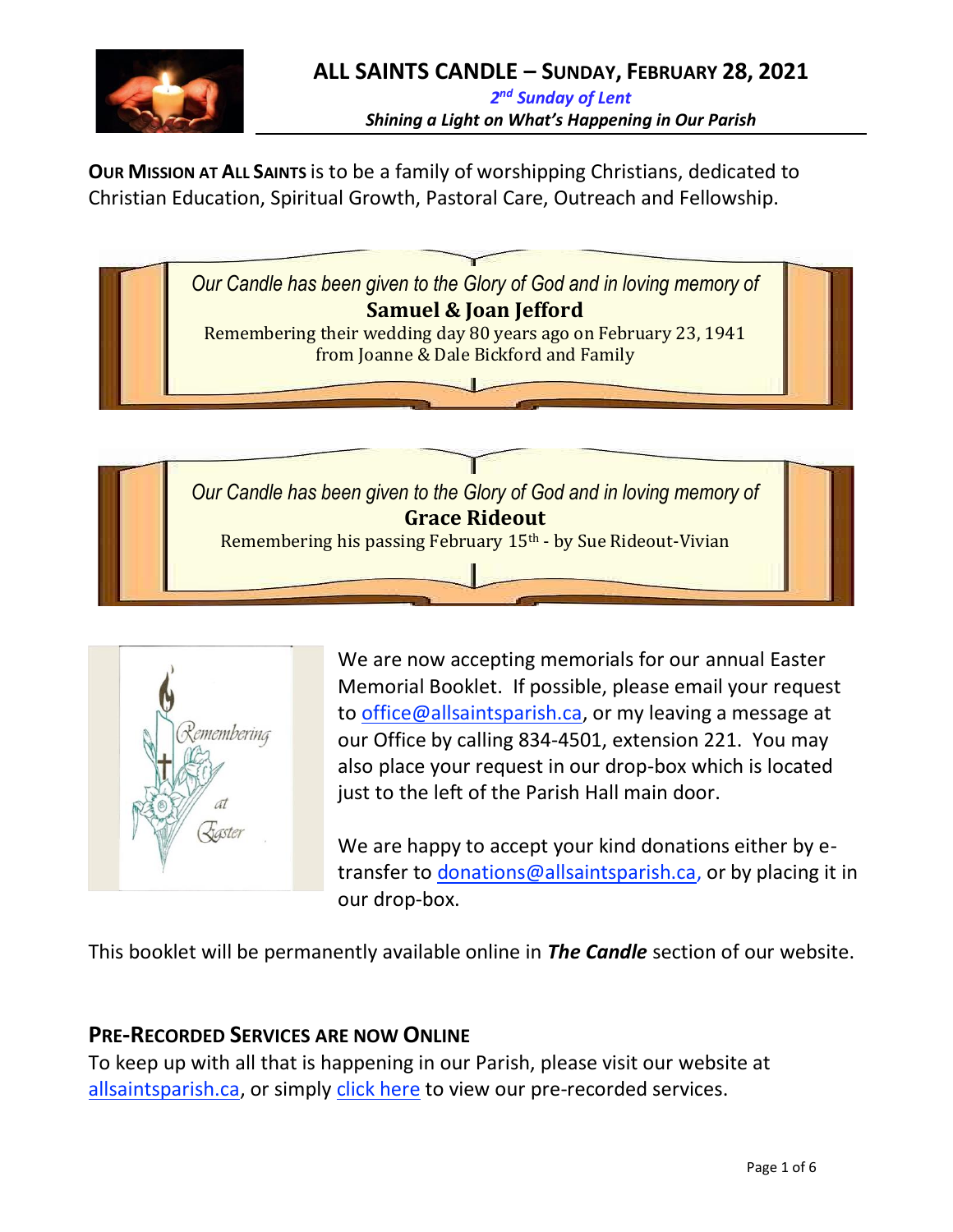# ALL SAINTS CANDLE – SUNDAY, FEBRUARY 28, 2021

***2nd Sunday of Lent***

***Shining a Light on What's Happening in Our Parish***

**OUR MISSION AT ALL SAINTS** is to be a family of worshipping Christians, dedicated to Christian Education, Spiritual Growth, Pastoral Care, Outreach and Fellowship.

*Our Candle has been given to the Glory of God and in loving memory of*

**Samuel & Joan Jefford**

Remembering their wedding day 80 years ago on February 23, 1941

from Joanne & Dale Bickford and Family

*Our Candle has been given to the Glory of God and in loving memory of*

**Grace Rideout**

Remembering his passing February 15th - by Sue Rideout-Vivian

We are now accepting memorials for our annual Easter Memorial Booklet. If possible, please email your request to office@allsaintsparish.ca, or my leaving a message at our Office by calling 834-4501, extension 221. You may also place your request in our drop-box which is located just to the left of the Parish Hall main door.

We are happy to accept your kind donations either by e-transfer to donations@allsaintsparish.ca, or by placing it in our drop-box.

This booklet will be permanently available online in ***The Candle*** section of our website.

## PRE-RECORDED SERVICES ARE NOW ONLINE

To keep up with all that is happening in our Parish, please visit our website at allsaintsparish.ca, or simply click here to view our pre-recorded services.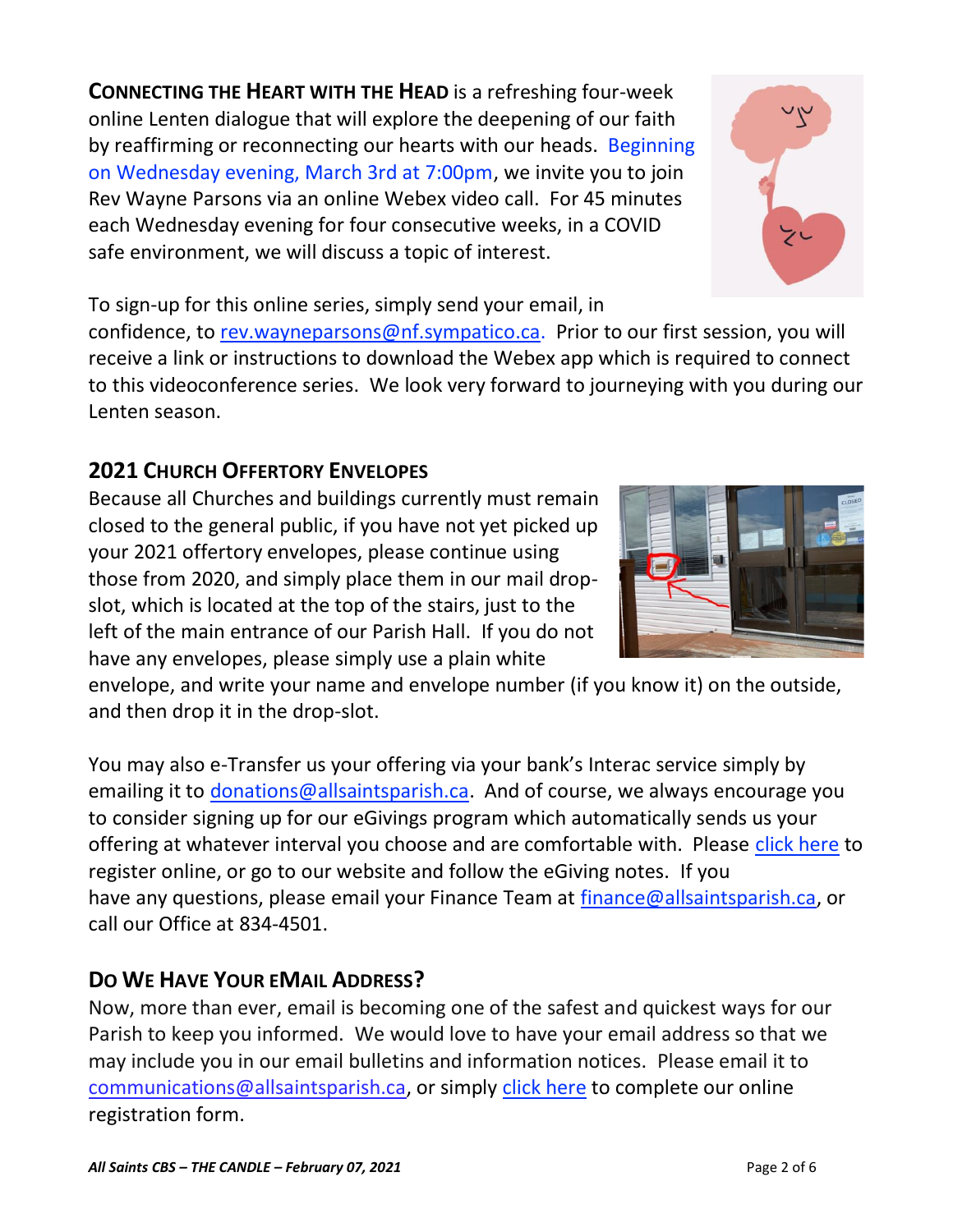**CONNECTING THE HEART WITH THE HEAD** is a refreshing four-week online Lenten dialogue that will explore the deepening of our faith by reaffirming or reconnecting our hearts with our heads. Beginning on Wednesday evening, March 3rd at 7:00pm, we invite you to join Rev Wayne Parsons via an online Webex video call. For 45 minutes each Wednesday evening for four consecutive weeks, in a COVID safe environment, we will discuss a topic of interest.

To sign-up for this online series, simply send your email, in confidence, to rev.wayneparsons@nf.sympatico.ca. Prior to our first session, you will receive a link or instructions to download the Webex app which is required to connect to this videoconference series. We look very forward to journeying with you during our Lenten season.

## 2021 CHURCH OFFERTORY ENVELOPES

Because all Churches and buildings currently must remain closed to the general public, if you have not yet picked up your 2021 offertory envelopes, please continue using those from 2020, and simply place them in our mail drop-slot, which is located at the top of the stairs, just to the left of the main entrance of our Parish Hall. If you do not have any envelopes, please simply use a plain white envelope, and write your name and envelope number (if you know it) on the outside, and then drop it in the drop-slot.

You may also e-Transfer us your offering via your bank's Interac service simply by emailing it to donations@allsaintsparish.ca. And of course, we always encourage you to consider signing up for our eGivings program which automatically sends us your offering at whatever interval you choose and are comfortable with. Please click here to register online, or go to our website and follow the eGiving notes. If you have any questions, please email your Finance Team at finance@allsaintsparish.ca, or call our Office at 834-4501.

## DO WE HAVE YOUR EMAIL ADDRESS?

Now, more than ever, email is becoming one of the safest and quickest ways for our Parish to keep you informed. We would love to have your email address so that we may include you in our email bulletins and information notices. Please email it to communications@allsaintsparish.ca, or simply click here to complete our online registration form.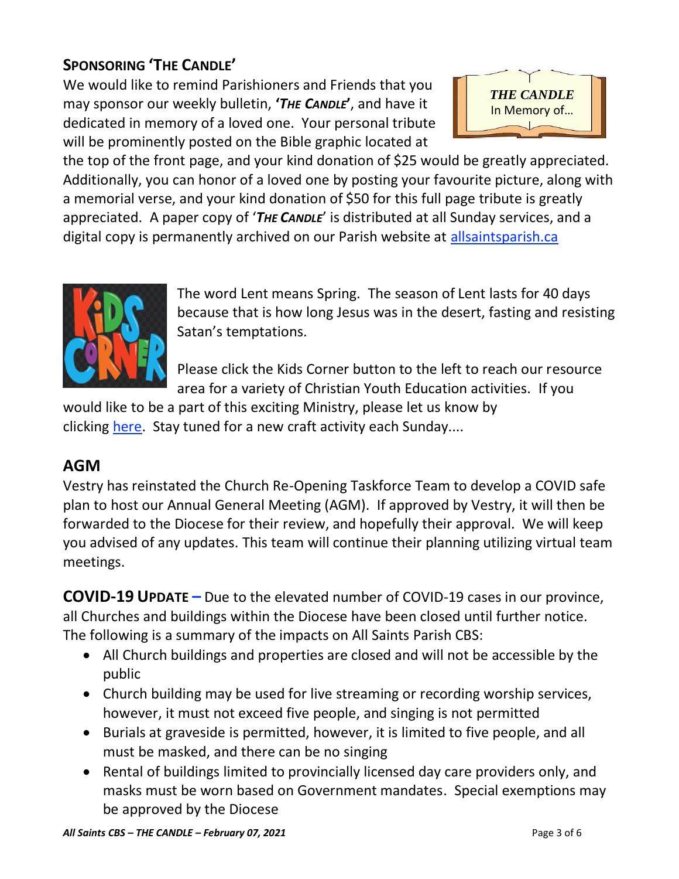## SPONSORING 'THE CANDLE'

**THE CANDLE**
In Memory of…

We would like to remind Parishioners and Friends that you may sponsor our weekly bulletin, ***'THE CANDLE'***, and have it dedicated in memory of a loved one. Your personal tribute will be prominently posted on the Bible graphic located at the top of the front page, and your kind donation of $25 would be greatly appreciated. Additionally, you can honor of a loved one by posting your favourite picture, along with a memorial verse, and your kind donation of $50 for this full page tribute is greatly appreciated. A paper copy of '***THE CANDLE***' is distributed at all Sunday services, and a digital copy is permanently archived on our Parish website at [allsaintsparish.ca](allsaintsparish.ca)

The word Lent means Spring. The season of Lent lasts for 40 days because that is how long Jesus was in the desert, fasting and resisting Satan's temptations.

Please click the Kids Corner button to the left to reach our resource area for a variety of Christian Youth Education activities. If you would like to be a part of this exciting Ministry, please let us know by clicking here. Stay tuned for a new craft activity each Sunday....

## AGM

Vestry has reinstated the Church Re-Opening Taskforce Team to develop a COVID safe plan to host our Annual General Meeting (AGM). If approved by Vestry, it will then be forwarded to the Diocese for their review, and hopefully their approval. We will keep you advised of any updates. This team will continue their planning utilizing virtual team meetings.

**COVID-19 UPDATE –** Due to the elevated number of COVID-19 cases in our province, all Churches and buildings within the Diocese have been closed until further notice. The following is a summary of the impacts on All Saints Parish CBS:

- All Church buildings and properties are closed and will not be accessible by the public
- Church building may be used for live streaming or recording worship services, however, it must not exceed five people, and singing is not permitted
- Burials at graveside is permitted, however, it is limited to five people, and all must be masked, and there can be no singing
- Rental of buildings limited to provincially licensed day care providers only, and masks must be worn based on Government mandates. Special exemptions may be approved by the Diocese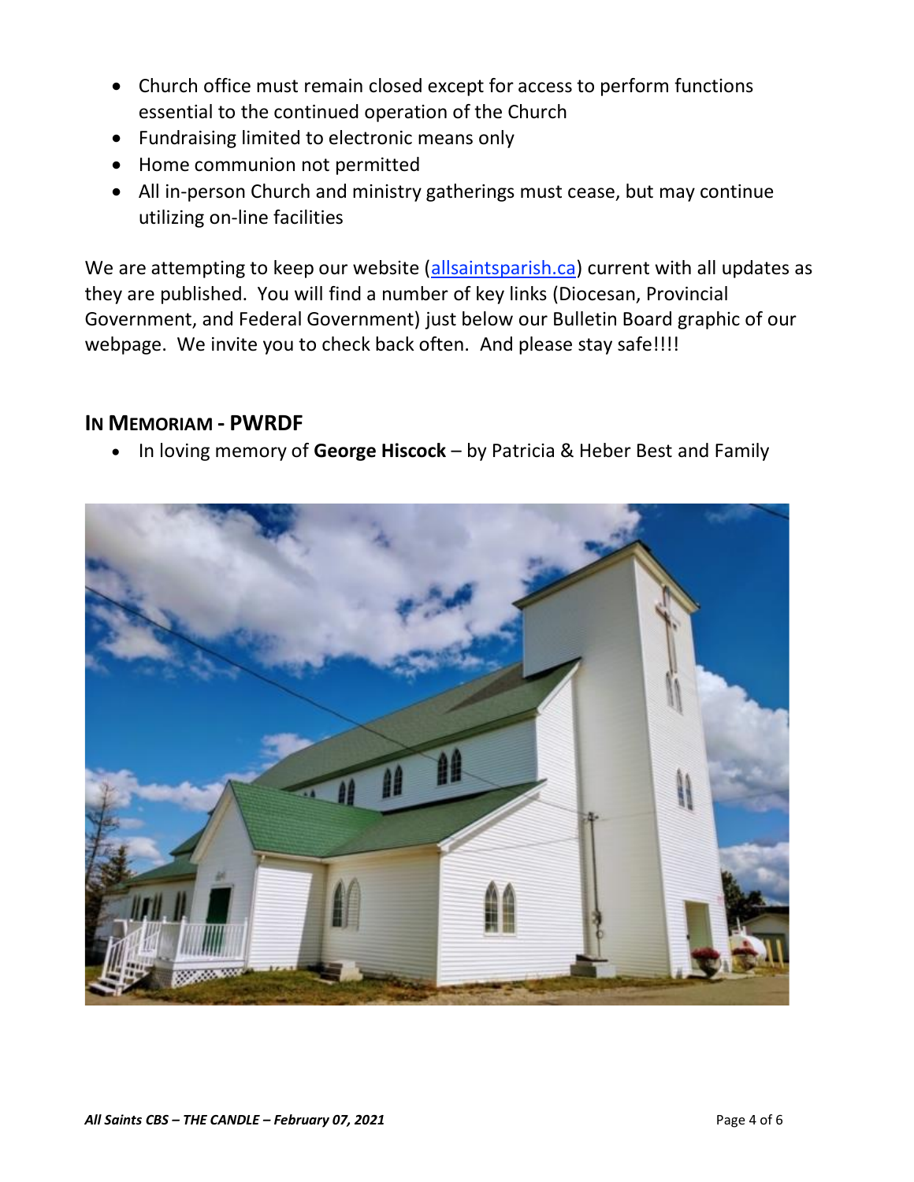- Church office must remain closed except for access to perform functions essential to the continued operation of the Church
- Fundraising limited to electronic means only
- Home communion not permitted
- All in-person Church and ministry gatherings must cease, but may continue utilizing on-line facilities

We are attempting to keep our website ([allsaintsparish.ca](allsaintsparish.ca)) current with all updates as they are published. You will find a number of key links (Diocesan, Provincial Government, and Federal Government) just below our Bulletin Board graphic of our webpage. We invite you to check back often. And please stay safe!!!!

## IN MEMORIAM - PWRDF

- In loving memory of **George Hiscock** – by Patricia & Heber Best and Family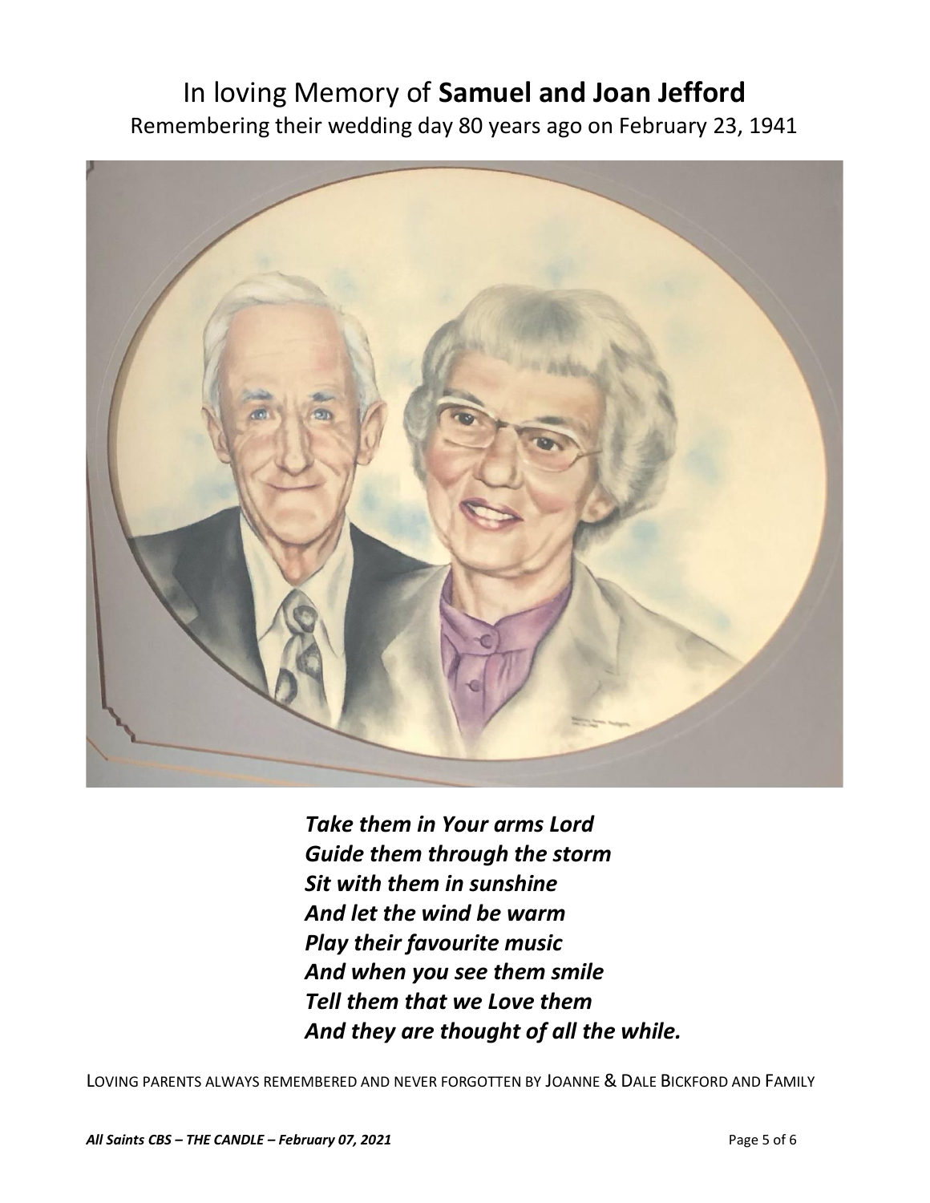# In loving Memory of **Samuel and Joan Jefford**

Remembering their wedding day 80 years ago on February 23, 1941

***Take them in Your arms Lord***
***Guide them through the storm***
***Sit with them in sunshine***
***And let the wind be warm***
***Play their favourite music***
***And when you see them smile***
***Tell them that we Love them***
***And they are thought of all the while.***

LOVING PARENTS ALWAYS REMEMBERED AND NEVER FORGOTTEN BY JOANNE & DALE BICKFORD AND FAMILY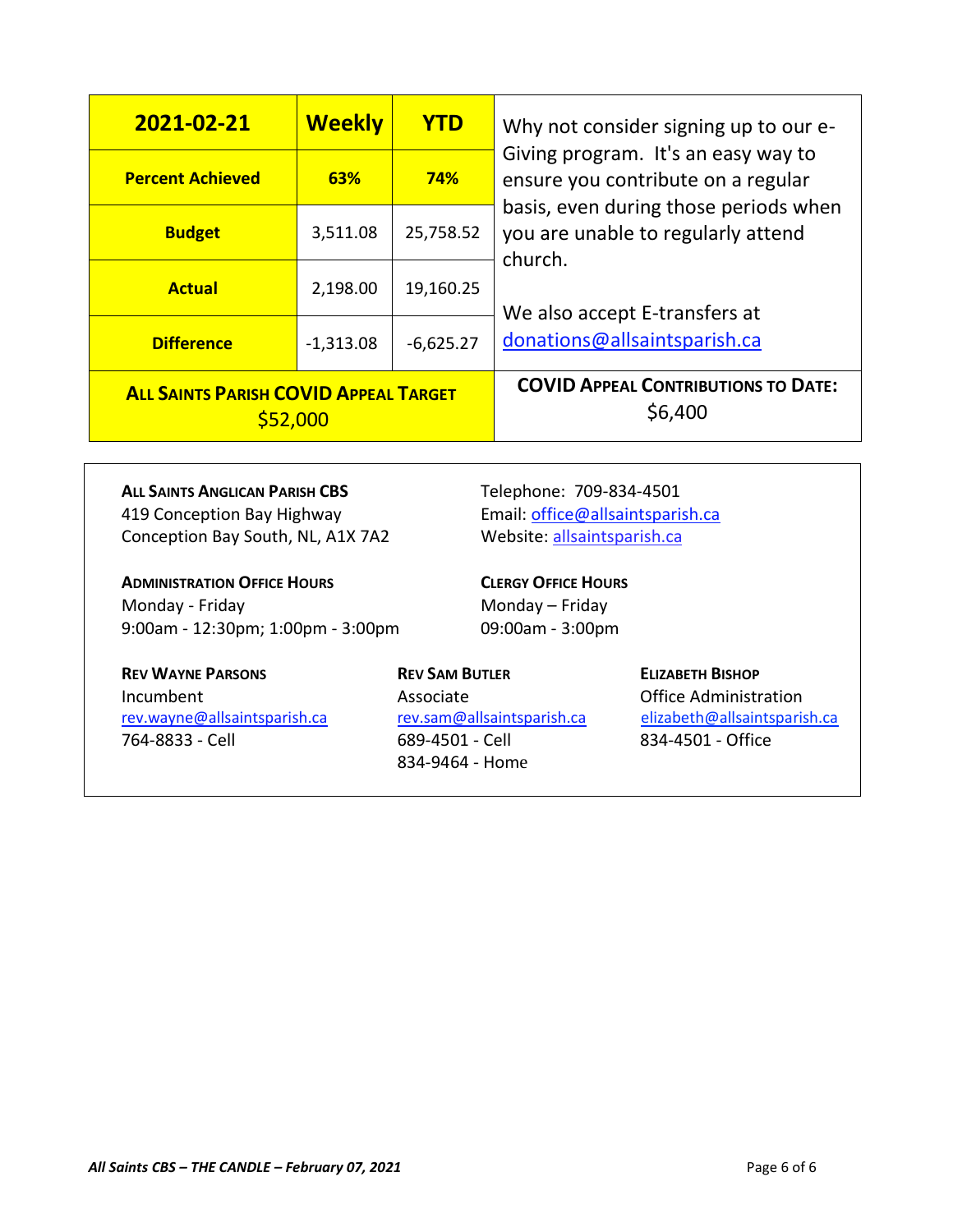| 2021-02-21 | Weekly | YTD |
|---|---|---|
| **Percent Achieved** | **63%** | **74%** |
| **Budget** | 3,511.08 | 25,758.52 |
| **Actual** | 2,198.00 | 19,160.25 |
| **Difference** | -1,313.08 | -6,625.27 |

Why not consider signing up to our e-Giving program. It's an easy way to ensure you contribute on a regular basis, even during those periods when you are unable to regularly attend church.

We also accept E-transfers at donations@allsaintsparish.ca

**ALL SAINTS PARISH COVID APPEAL TARGET**
$52,000

**COVID APPEAL CONTRIBUTIONS TO DATE:**
$6,400

**ALL SAINTS ANGLICAN PARISH CBS**
419 Conception Bay Highway
Conception Bay South, NL, A1X 7A2

Telephone: 709-834-4501
Email: office@allsaintsparish.ca
Website: allsaintsparish.ca

**ADMINISTRATION OFFICE HOURS**
Monday - Friday
9:00am - 12:30pm; 1:00pm - 3:00pm

**CLERGY OFFICE HOURS**
Monday – Friday
09:00am - 3:00pm

**REV WAYNE PARSONS**
Incumbent
rev.wayne@allsaintsparish.ca
764-8833 - Cell

**REV SAM BUTLER**
Associate
rev.sam@allsaintsparish.ca
689-4501 - Cell
834-9464 - Home

**ELIZABETH BISHOP**
Office Administration
elizabeth@allsaintsparish.ca
834-4501 - Office